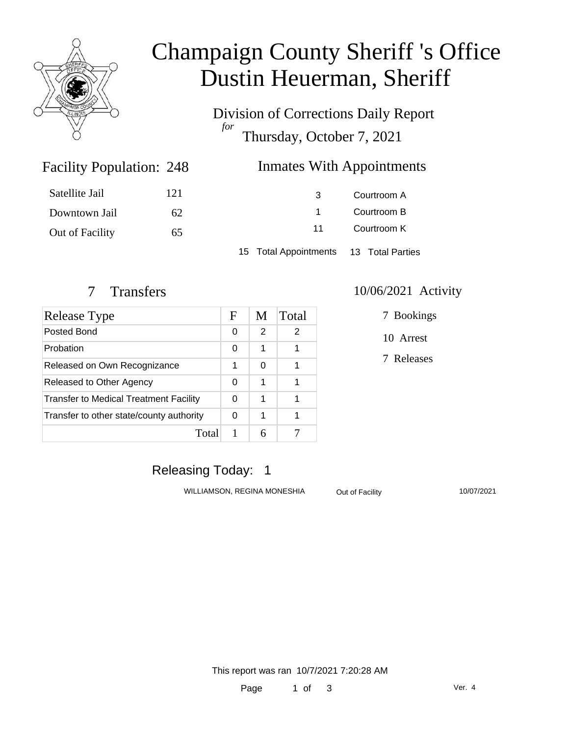# Champaign County Sheriff 's Office
# Dustin Heuerman, Sheriff

Division of Corrections Daily Report
*for*
Thursday, October 7, 2021

## Facility Population: 248

| | |
|---|---|
| Satellite Jail | 121 |
| Downtown Jail | 62 |
| Out of Facility | 65 |

## Inmates With Appointments

| | |
|---|---|
| 3 | Courtroom A |
| 1 | Courtroom B |
| 11 | Courtroom K |

15 Total Appointments    13 Total Parties

## 7 Transfers

| Release Type | F | M | Total |
|---|---|---|---|
| Posted Bond | 0 | 2 | 2 |
| Probation | 0 | 1 | 1 |
| Released on Own Recognizance | 1 | 0 | 1 |
| Released to Other Agency | 0 | 1 | 1 |
| Transfer to Medical Treatment Facility | 0 | 1 | 1 |
| Transfer to other state/county authority | 0 | 1 | 1 |
| Total | 1 | 6 | 7 |

## 10/06/2021 Activity

7 Bookings

10 Arrest

7 Releases

## Releasing Today: 1

| | | |
|---|---|---|
| WILLIAMSON, REGINA MONESHIA | Out of Facility | 10/07/2021 |

This report was ran 10/7/2021 7:20:28 AM

Ver. 4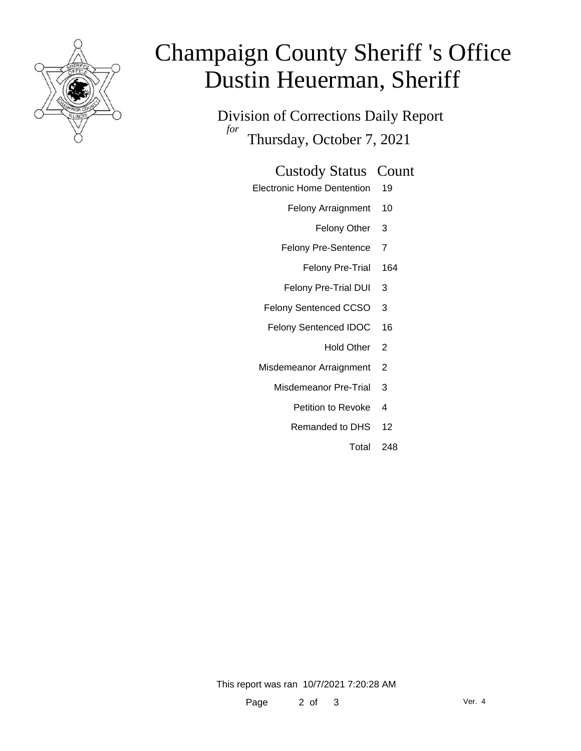# Champaign County Sheriff 's Office
# Dustin Heuerman, Sheriff

Division of Corrections Daily Report

*for*

Thursday, October 7, 2021

| Custody Status | Count |
|---|---|
| Electronic Home Dentention | 19 |
| Felony Arraignment | 10 |
| Felony Other | 3 |
| Felony Pre-Sentence | 7 |
| Felony Pre-Trial | 164 |
| Felony Pre-Trial DUI | 3 |
| Felony Sentenced CCSO | 3 |
| Felony Sentenced IDOC | 16 |
| Hold Other | 2 |
| Misdemeanor Arraignment | 2 |
| Misdemeanor Pre-Trial | 3 |
| Petition to Revoke | 4 |
| Remanded to DHS | 12 |
| Total | 248 |

This report was ran 10/7/2021 7:20:28 AM

Ver. 4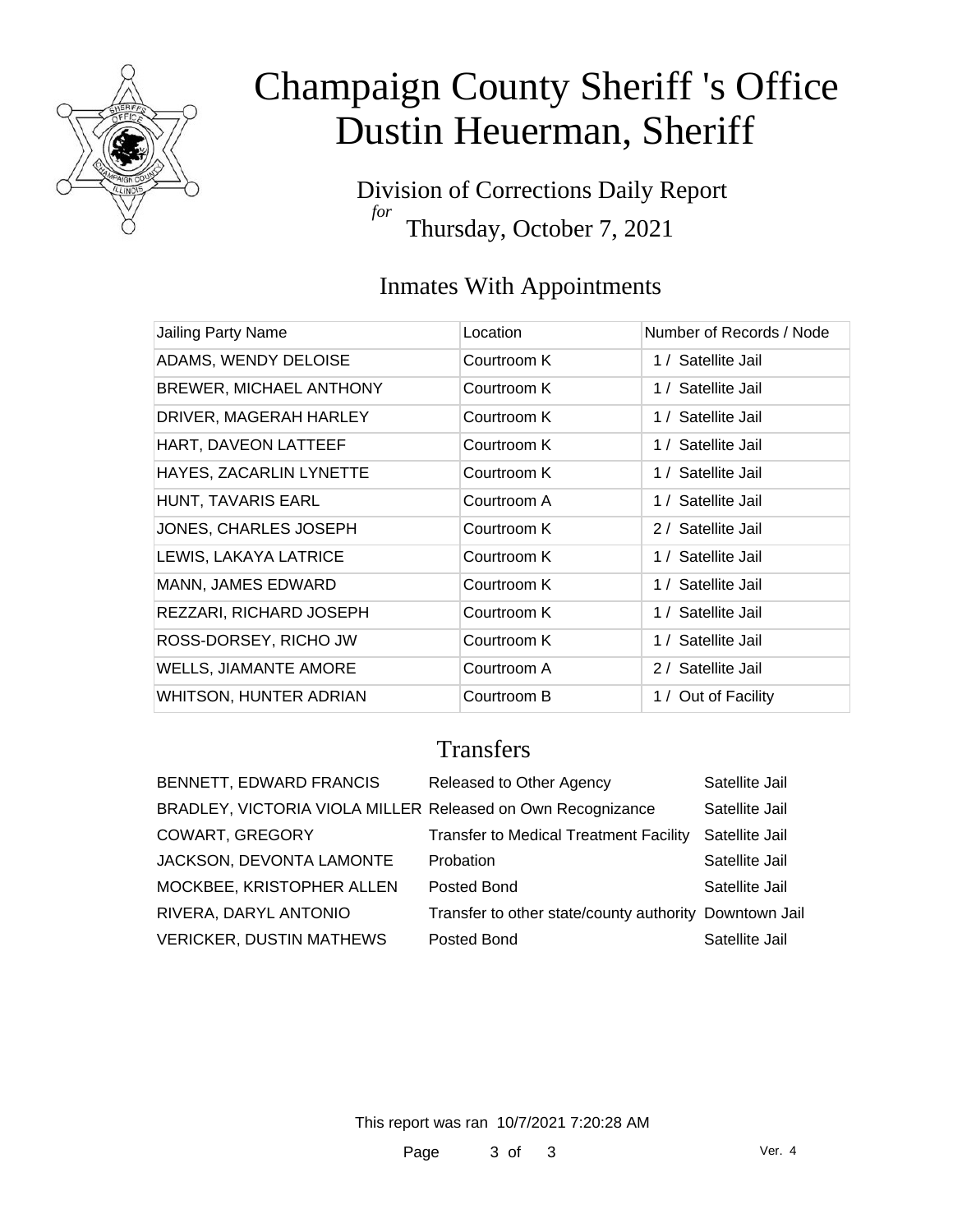# Champaign County Sheriff 's Office
# Dustin Heuerman, Sheriff

Division of Corrections Daily Report
*for*
Thursday, October 7, 2021

## Inmates With Appointments

| Jailing Party Name | Location | Number of Records / Node |
|---|---|---|
| ADAMS, WENDY DELOISE | Courtroom K | 1 / Satellite Jail |
| BREWER, MICHAEL ANTHONY | Courtroom K | 1 / Satellite Jail |
| DRIVER, MAGERAH HARLEY | Courtroom K | 1 / Satellite Jail |
| HART, DAVEON LATTEEF | Courtroom K | 1 / Satellite Jail |
| HAYES, ZACARLIN LYNETTE | Courtroom K | 1 / Satellite Jail |
| HUNT, TAVARIS EARL | Courtroom A | 1 / Satellite Jail |
| JONES, CHARLES JOSEPH | Courtroom K | 2 / Satellite Jail |
| LEWIS, LAKAYA LATRICE | Courtroom K | 1 / Satellite Jail |
| MANN, JAMES EDWARD | Courtroom K | 1 / Satellite Jail |
| REZZARI, RICHARD JOSEPH | Courtroom K | 1 / Satellite Jail |
| ROSS-DORSEY, RICHO JW | Courtroom K | 1 / Satellite Jail |
| WELLS, JIAMANTE AMORE | Courtroom A | 2 / Satellite Jail |
| WHITSON, HUNTER ADRIAN | Courtroom B | 1 / Out of Facility |

## Transfers

| | | |
|---|---|---|
| BENNETT, EDWARD FRANCIS | Released to Other Agency | Satellite Jail |
| BRADLEY, VICTORIA VIOLA MILLER | Released on Own Recognizance | Satellite Jail |
| COWART, GREGORY | Transfer to Medical Treatment Facility | Satellite Jail |
| JACKSON, DEVONTA LAMONTE | Probation | Satellite Jail |
| MOCKBEE, KRISTOPHER ALLEN | Posted Bond | Satellite Jail |
| RIVERA, DARYL ANTONIO | Transfer to other state/county authority | Downtown Jail |
| VERICKER, DUSTIN MATHEWS | Posted Bond | Satellite Jail |

This report was ran 10/7/2021 7:20:28 AM

Ver. 4